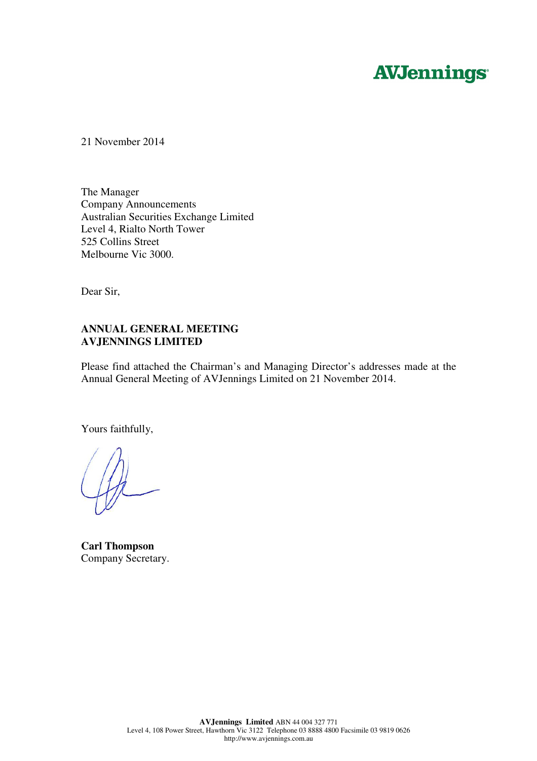AVJennings

21 November 2014

The Manager
Company Announcements
Australian Securities Exchange Limited
Level 4, Rialto North Tower
525 Collins Street
Melbourne Vic 3000.

Dear Sir,

**ANNUAL GENERAL MEETING**
**AVJENNINGS LIMITED**

Please find attached the Chairman's and Managing Director's addresses made at the Annual General Meeting of AVJennings Limited on 21 November 2014.

Yours faithfully,

**Carl Thompson**
Company Secretary.

**AVJennings Limited** ABN 44 004 327 771
Level 4, 108 Power Street, Hawthorn Vic 3122 Telephone 03 8888 4800 Facsimile 03 9819 0626
http://www.avjennings.com.au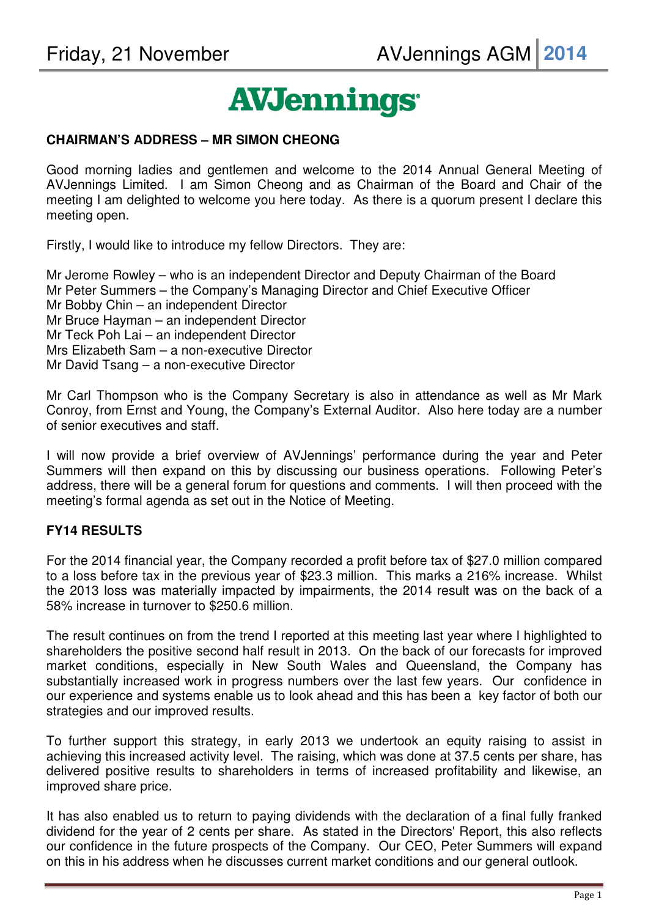**AVJennings**

**CHAIRMAN'S ADDRESS – MR SIMON CHEONG**

Good morning ladies and gentlemen and welcome to the 2014 Annual General Meeting of AVJennings Limited. I am Simon Cheong and as Chairman of the Board and Chair of the meeting I am delighted to welcome you here today. As there is a quorum present I declare this meeting open.

Firstly, I would like to introduce my fellow Directors. They are:

Mr Jerome Rowley – who is an independent Director and Deputy Chairman of the Board
Mr Peter Summers – the Company's Managing Director and Chief Executive Officer
Mr Bobby Chin – an independent Director
Mr Bruce Hayman – an independent Director
Mr Teck Poh Lai – an independent Director
Mrs Elizabeth Sam – a non-executive Director
Mr David Tsang – a non-executive Director

Mr Carl Thompson who is the Company Secretary is also in attendance as well as Mr Mark Conroy, from Ernst and Young, the Company's External Auditor. Also here today are a number of senior executives and staff.

I will now provide a brief overview of AVJennings' performance during the year and Peter Summers will then expand on this by discussing our business operations. Following Peter's address, there will be a general forum for questions and comments. I will then proceed with the meeting's formal agenda as set out in the Notice of Meeting.

**FY14 RESULTS**

For the 2014 financial year, the Company recorded a profit before tax of $27.0 million compared to a loss before tax in the previous year of $23.3 million. This marks a 216% increase. Whilst the 2013 loss was materially impacted by impairments, the 2014 result was on the back of a 58% increase in turnover to $250.6 million.

The result continues on from the trend I reported at this meeting last year where I highlighted to shareholders the positive second half result in 2013. On the back of our forecasts for improved market conditions, especially in New South Wales and Queensland, the Company has substantially increased work in progress numbers over the last few years. Our confidence in our experience and systems enable us to look ahead and this has been a key factor of both our strategies and our improved results.

To further support this strategy, in early 2013 we undertook an equity raising to assist in achieving this increased activity level. The raising, which was done at 37.5 cents per share, has delivered positive results to shareholders in terms of increased profitability and likewise, an improved share price.

It has also enabled us to return to paying dividends with the declaration of a final fully franked dividend for the year of 2 cents per share. As stated in the Directors' Report, this also reflects our confidence in the future prospects of the Company. Our CEO, Peter Summers will expand on this in his address when he discusses current market conditions and our general outlook.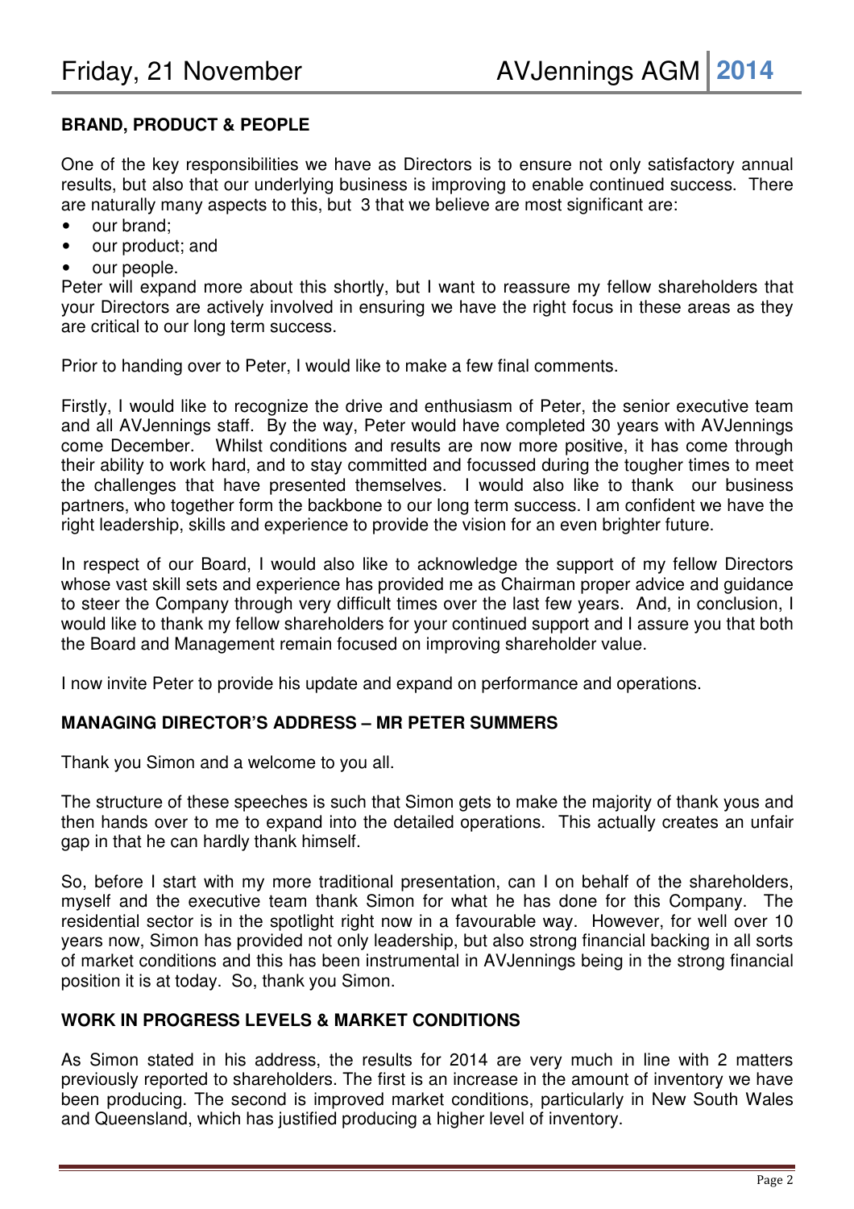## BRAND, PRODUCT & PEOPLE

One of the key responsibilities we have as Directors is to ensure not only satisfactory annual results, but also that our underlying business is improving to enable continued success. There are naturally many aspects to this, but 3 that we believe are most significant are:

- our brand;
- our product; and
- our people.

Peter will expand more about this shortly, but I want to reassure my fellow shareholders that your Directors are actively involved in ensuring we have the right focus in these areas as they are critical to our long term success.

Prior to handing over to Peter, I would like to make a few final comments.

Firstly, I would like to recognize the drive and enthusiasm of Peter, the senior executive team and all AVJennings staff. By the way, Peter would have completed 30 years with AVJennings come December. Whilst conditions and results are now more positive, it has come through their ability to work hard, and to stay committed and focussed during the tougher times to meet the challenges that have presented themselves. I would also like to thank our business partners, who together form the backbone to our long term success. I am confident we have the right leadership, skills and experience to provide the vision for an even brighter future.

In respect of our Board, I would also like to acknowledge the support of my fellow Directors whose vast skill sets and experience has provided me as Chairman proper advice and guidance to steer the Company through very difficult times over the last few years. And, in conclusion, I would like to thank my fellow shareholders for your continued support and I assure you that both the Board and Management remain focused on improving shareholder value.

I now invite Peter to provide his update and expand on performance and operations.

## MANAGING DIRECTOR'S ADDRESS – MR PETER SUMMERS

Thank you Simon and a welcome to you all.

The structure of these speeches is such that Simon gets to make the majority of thank yous and then hands over to me to expand into the detailed operations. This actually creates an unfair gap in that he can hardly thank himself.

So, before I start with my more traditional presentation, can I on behalf of the shareholders, myself and the executive team thank Simon for what he has done for this Company. The residential sector is in the spotlight right now in a favourable way. However, for well over 10 years now, Simon has provided not only leadership, but also strong financial backing in all sorts of market conditions and this has been instrumental in AVJennings being in the strong financial position it is at today. So, thank you Simon.

## WORK IN PROGRESS LEVELS & MARKET CONDITIONS

As Simon stated in his address, the results for 2014 are very much in line with 2 matters previously reported to shareholders. The first is an increase in the amount of inventory we have been producing. The second is improved market conditions, particularly in New South Wales and Queensland, which has justified producing a higher level of inventory.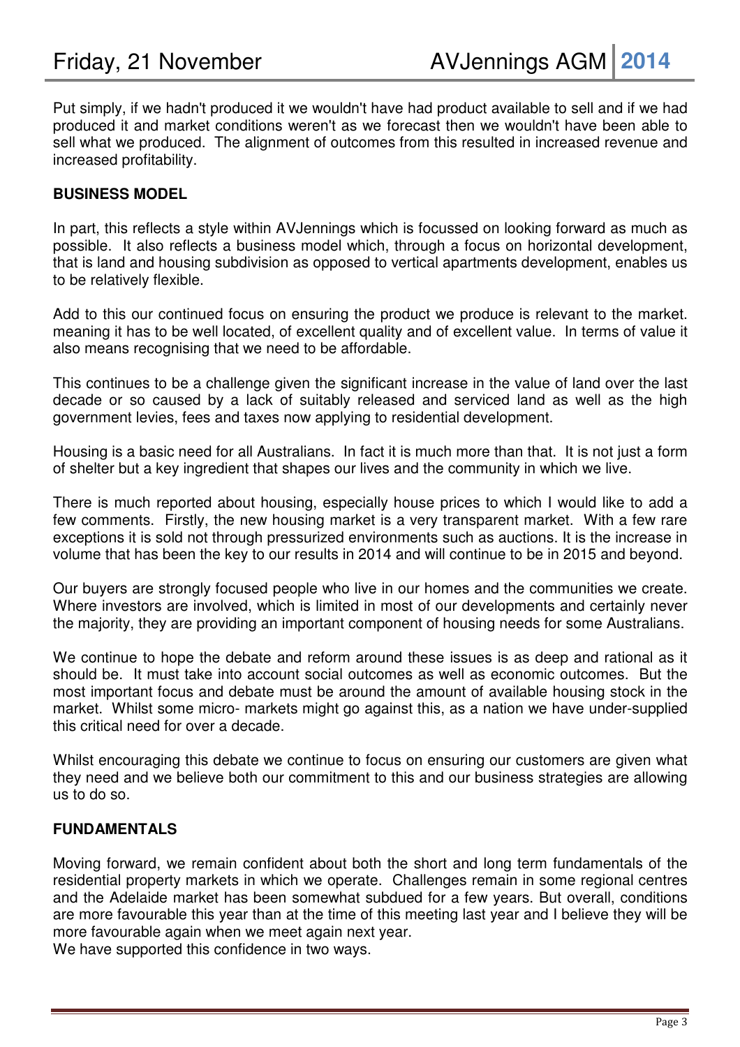Put simply, if we hadn't produced it we wouldn't have had product available to sell and if we had produced it and market conditions weren't as we forecast then we wouldn't have been able to sell what we produced. The alignment of outcomes from this resulted in increased revenue and increased profitability.

**BUSINESS MODEL**

In part, this reflects a style within AVJennings which is focussed on looking forward as much as possible. It also reflects a business model which, through a focus on horizontal development, that is land and housing subdivision as opposed to vertical apartments development, enables us to be relatively flexible.

Add to this our continued focus on ensuring the product we produce is relevant to the market. meaning it has to be well located, of excellent quality and of excellent value. In terms of value it also means recognising that we need to be affordable.

This continues to be a challenge given the significant increase in the value of land over the last decade or so caused by a lack of suitably released and serviced land as well as the high government levies, fees and taxes now applying to residential development.

Housing is a basic need for all Australians. In fact it is much more than that. It is not just a form of shelter but a key ingredient that shapes our lives and the community in which we live.

There is much reported about housing, especially house prices to which I would like to add a few comments. Firstly, the new housing market is a very transparent market. With a few rare exceptions it is sold not through pressurized environments such as auctions. It is the increase in volume that has been the key to our results in 2014 and will continue to be in 2015 and beyond.

Our buyers are strongly focused people who live in our homes and the communities we create. Where investors are involved, which is limited in most of our developments and certainly never the majority, they are providing an important component of housing needs for some Australians.

We continue to hope the debate and reform around these issues is as deep and rational as it should be. It must take into account social outcomes as well as economic outcomes. But the most important focus and debate must be around the amount of available housing stock in the market. Whilst some micro- markets might go against this, as a nation we have under-supplied this critical need for over a decade.

Whilst encouraging this debate we continue to focus on ensuring our customers are given what they need and we believe both our commitment to this and our business strategies are allowing us to do so.

**FUNDAMENTALS**

Moving forward, we remain confident about both the short and long term fundamentals of the residential property markets in which we operate. Challenges remain in some regional centres and the Adelaide market has been somewhat subdued for a few years. But overall, conditions are more favourable this year than at the time of this meeting last year and I believe they will be more favourable again when we meet again next year.
We have supported this confidence in two ways.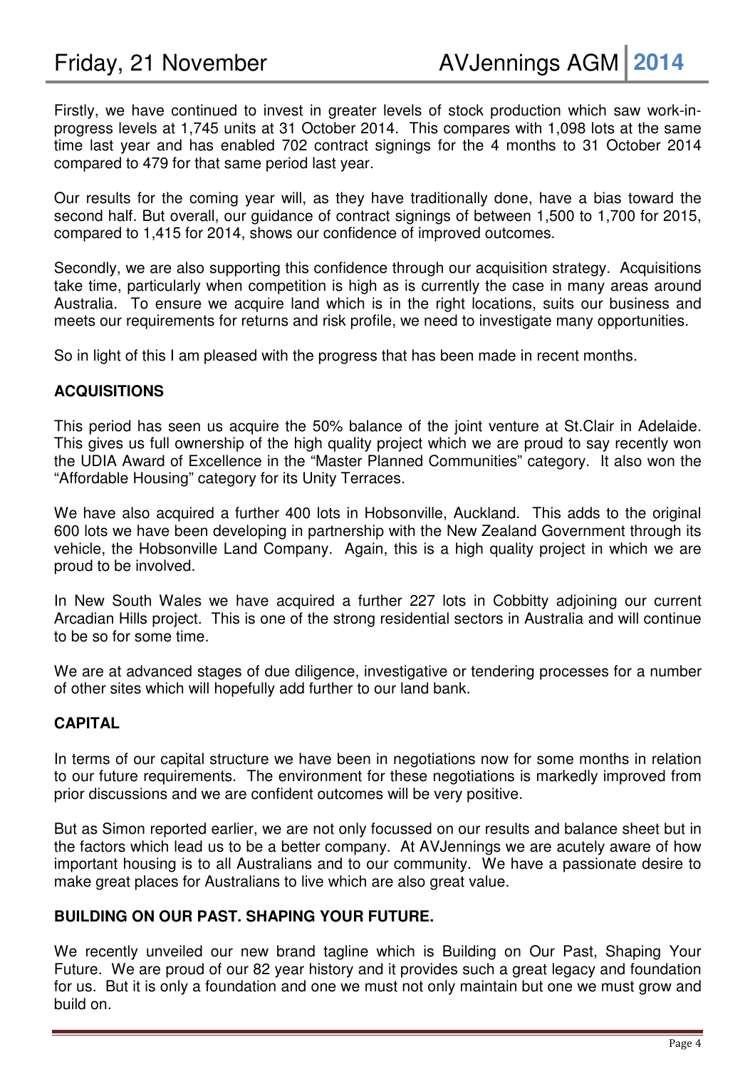Firstly, we have continued to invest in greater levels of stock production which saw work-in-progress levels at 1,745 units at 31 October 2014. This compares with 1,098 lots at the same time last year and has enabled 702 contract signings for the 4 months to 31 October 2014 compared to 479 for that same period last year.

Our results for the coming year will, as they have traditionally done, have a bias toward the second half. But overall, our guidance of contract signings of between 1,500 to 1,700 for 2015, compared to 1,415 for 2014, shows our confidence of improved outcomes.

Secondly, we are also supporting this confidence through our acquisition strategy. Acquisitions take time, particularly when competition is high as is currently the case in many areas around Australia. To ensure we acquire land which is in the right locations, suits our business and meets our requirements for returns and risk profile, we need to investigate many opportunities.

So in light of this I am pleased with the progress that has been made in recent months.

**ACQUISITIONS**

This period has seen us acquire the 50% balance of the joint venture at St.Clair in Adelaide. This gives us full ownership of the high quality project which we are proud to say recently won the UDIA Award of Excellence in the "Master Planned Communities" category. It also won the "Affordable Housing" category for its Unity Terraces.

We have also acquired a further 400 lots in Hobsonville, Auckland. This adds to the original 600 lots we have been developing in partnership with the New Zealand Government through its vehicle, the Hobsonville Land Company. Again, this is a high quality project in which we are proud to be involved.

In New South Wales we have acquired a further 227 lots in Cobbitty adjoining our current Arcadian Hills project. This is one of the strong residential sectors in Australia and will continue to be so for some time.

We are at advanced stages of due diligence, investigative or tendering processes for a number of other sites which will hopefully add further to our land bank.

**CAPITAL**

In terms of our capital structure we have been in negotiations now for some months in relation to our future requirements. The environment for these negotiations is markedly improved from prior discussions and we are confident outcomes will be very positive.

But as Simon reported earlier, we are not only focussed on our results and balance sheet but in the factors which lead us to be a better company. At AVJennings we are acutely aware of how important housing is to all Australians and to our community. We have a passionate desire to make great places for Australians to live which are also great value.

**BUILDING ON OUR PAST. SHAPING YOUR FUTURE.**

We recently unveiled our new brand tagline which is Building on Our Past, Shaping Your Future. We are proud of our 82 year history and it provides such a great legacy and foundation for us. But it is only a foundation and one we must not only maintain but one we must grow and build on.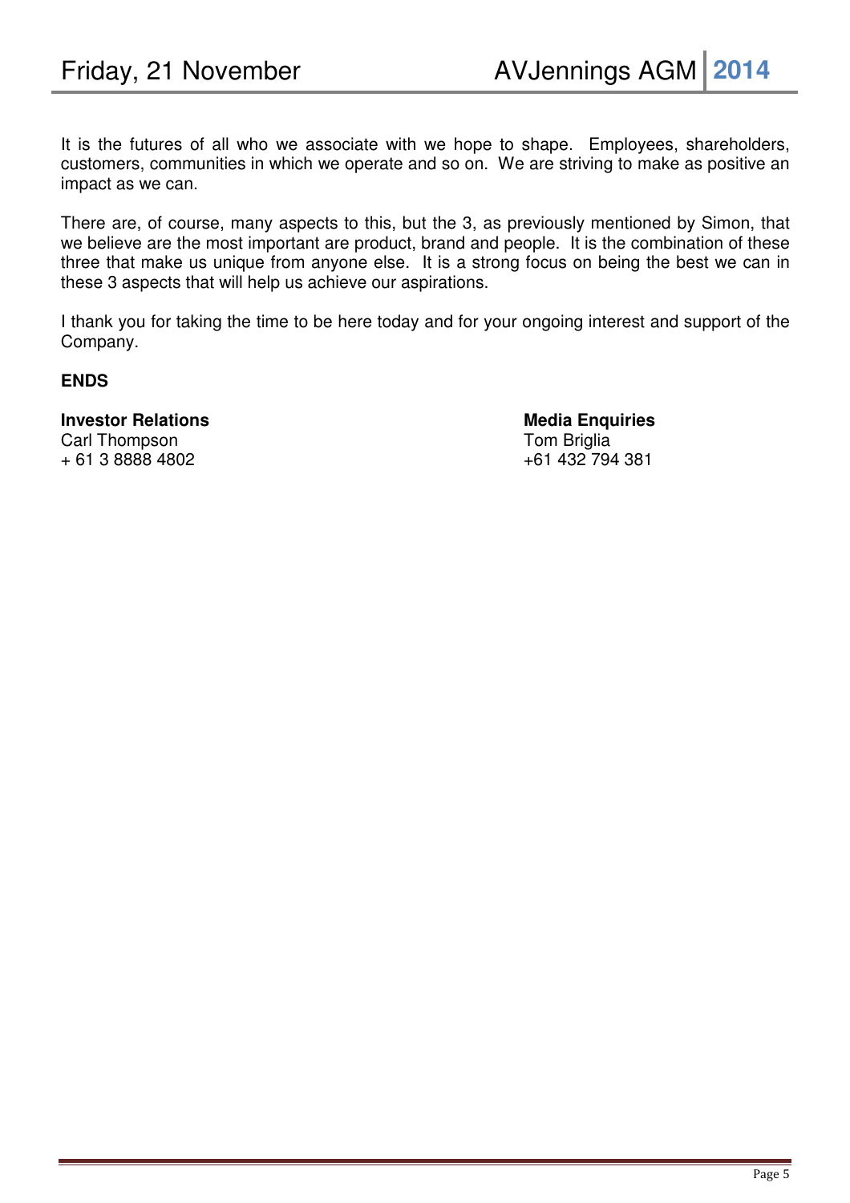It is the futures of all who we associate with we hope to shape. Employees, shareholders, customers, communities in which we operate and so on. We are striving to make as positive an impact as we can.

There are, of course, many aspects to this, but the 3, as previously mentioned by Simon, that we believe are the most important are product, brand and people. It is the combination of these three that make us unique from anyone else. It is a strong focus on being the best we can in these 3 aspects that will help us achieve our aspirations.

I thank you for taking the time to be here today and for your ongoing interest and support of the Company.

**ENDS**

**Investor Relations**
Carl Thompson
+ 61 3 8888 4802

**Media Enquiries**
Tom Briglia
+61 432 794 381